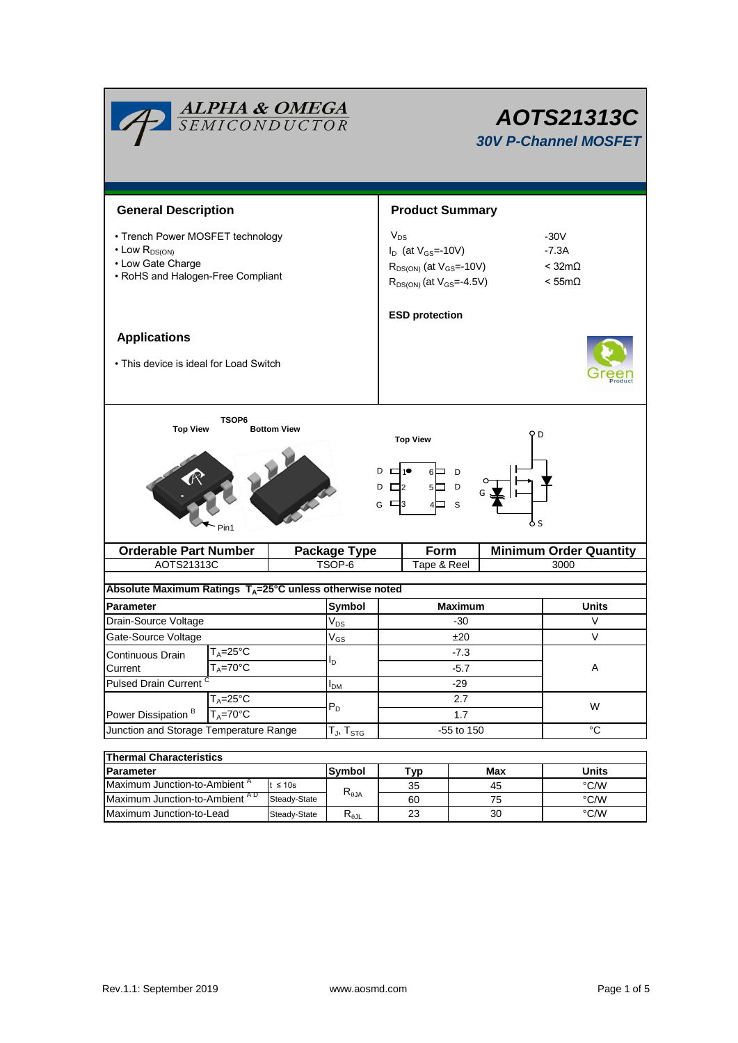# AOTS21313C

## 30V P-Channel MOSFET

## General Description

- Trench Power MOSFET technology
- Low $R_{DS(ON)}$
- Low Gate Charge
- RoHS and Halogen-Free Compliant

## Product Summary

| | |
|---|---|
| $V_{DS}$ | -30V |
| $I_D$ (at $V_{GS}$=-10V) | -7.3A |
| $R_{DS(ON)}$ (at $V_{GS}$=-10V) | < 32mΩ |
| $R_{DS(ON)}$ (at $V_{GS}$=-4.5V) | < 55mΩ |

**ESD protection**

## Applications

- This device is ideal for Load Switch

TSOP6

Top View | Bottom View | Top View

Pin1

D 1 | 6 D
D 2 | 5 D
G 3 | 4 S

| Orderable Part Number | Package Type | Form | Minimum Order Quantity |
|---|---|---|---|
| AOTS21313C | TSOP-6 | Tape & Reel | 3000 |

**Absolute Maximum Ratings $T_A$=25°C unless otherwise noted**

| Parameter | | Symbol | Maximum | Units |
|---|---|---|---|---|
| Drain-Source Voltage | | $V_{DS}$ | -30 | V |
| Gate-Source Voltage | | $V_{GS}$ | ±20 | V |
| Continuous Drain Current | $T_A$=25°C | $I_D$ | -7.3 | A |
| | $T_A$=70°C | | -5.7 | |
| Pulsed Drain Current [C] | | $I_{DM}$ | -29 | |
| Power Dissipation [B] | $T_A$=25°C | $P_D$ | 2.7 | W |
| | $T_A$=70°C | | 1.7 | |
| Junction and Storage Temperature Range | | $T_J$, $T_{STG}$ | -55 to 150 | °C |

**Thermal Characteristics**

| Parameter | | Symbol | Typ | Max | Units |
|---|---|---|---|---|---|
| Maximum Junction-to-Ambient [A] | t ≤ 10s | $R_{\theta JA}$ | 35 | 45 | °C/W |
| Maximum Junction-to-Ambient [A D] | Steady-State | | 60 | 75 | °C/W |
| Maximum Junction-to-Lead | Steady-State | $R_{\theta JL}$ | 23 | 30 | °C/W |

Rev.1.1: September 2019 www.aosmd.com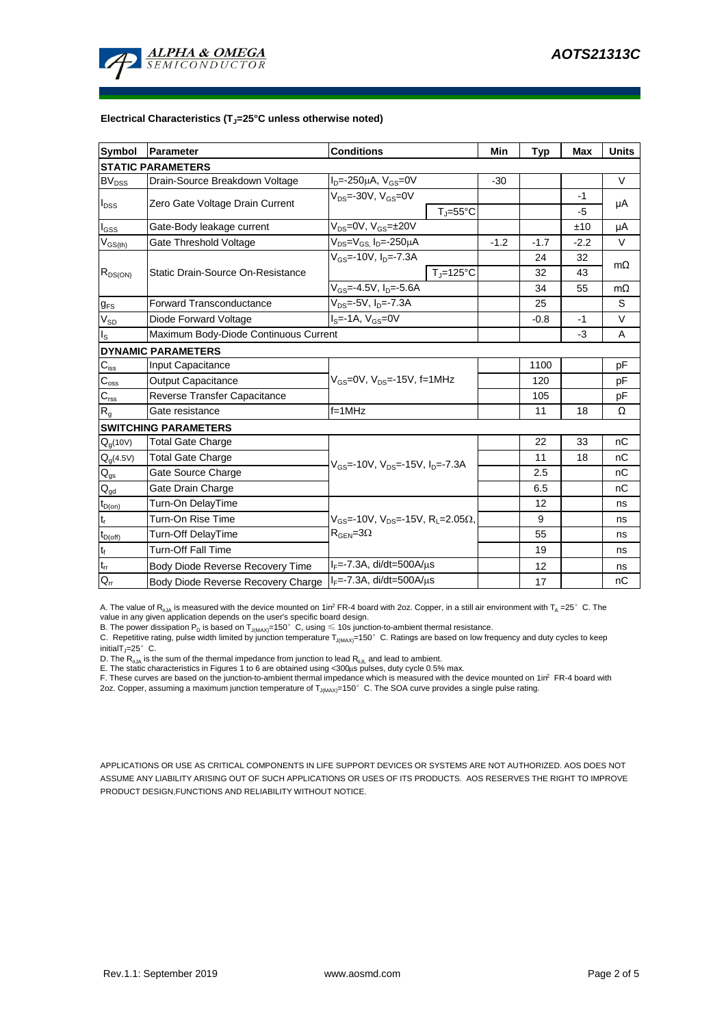**Electrical Characteristics ($T_J$=25°C unless otherwise noted)**

| Symbol | Parameter | Conditions | | Min | Typ | Max | Units |
|---|---|---|---|---|---|---|---|
| **STATIC PARAMETERS** | | | | | | | |
| $BV_{DSS}$ | Drain-Source Breakdown Voltage | $I_D$=-250µA, $V_{GS}$=0V | | -30 | | | V |
| $I_{DSS}$ | Zero Gate Voltage Drain Current | $V_{DS}$=-30V, $V_{GS}$=0V | | | | -1 | µA |
| | | | $T_J$=55°C | | | -5 | |
| $I_{GSS}$ | Gate-Body leakage current | $V_{DS}$=0V, $V_{GS}$=±20V | | | | ±10 | µA |
| $V_{GS(th)}$ | Gate Threshold Voltage | $V_{DS}$=$V_{GS}$, $I_D$=-250µA | | -1.2 | -1.7 | -2.2 | V |
| $R_{DS(ON)}$ | Static Drain-Source On-Resistance | $V_{GS}$=-10V, $I_D$=-7.3A | | | 24 | 32 | mΩ |
| | | | $T_J$=125°C | | 32 | 43 | |
| | | $V_{GS}$=-4.5V, $I_D$=-5.6A | | | 34 | 55 | mΩ |
| $g_{FS}$ | Forward Transconductance | $V_{DS}$=-5V, $I_D$=-7.3A | | | 25 | | S |
| $V_{SD}$ | Diode Forward Voltage | $I_S$=-1A, $V_{GS}$=0V | | | -0.8 | -1 | V |
| $I_S$ | Maximum Body-Diode Continuous Current | | | | | -3 | A |
| **DYNAMIC PARAMETERS** | | | | | | | |
| $C_{iss}$ | Input Capacitance | $V_{GS}$=0V, $V_{DS}$=-15V, f=1MHz | | | 1100 | | pF |
| $C_{oss}$ | Output Capacitance | | | | 120 | | pF |
| $C_{rss}$ | Reverse Transfer Capacitance | | | | 105 | | pF |
| $R_g$ | Gate resistance | f=1MHz | | | 11 | 18 | Ω |
| **SWITCHING PARAMETERS** | | | | | | | |
| $Q_g$(10V) | Total Gate Charge | $V_{GS}$=-10V, $V_{DS}$=-15V, $I_D$=-7.3A | | | 22 | 33 | nC |
| $Q_g$(4.5V) | Total Gate Charge | | | | 11 | 18 | nC |
| $Q_{gs}$ | Gate Source Charge | | | | 2.5 | | nC |
| $Q_{gd}$ | Gate Drain Charge | | | | 6.5 | | nC |
| $t_{D(on)}$ | Turn-On DelayTime | $V_{GS}$=-10V, $V_{DS}$=-15V, $R_L$=2.05Ω, $R_{GEN}$=3Ω | | | 12 | | ns |
| $t_r$ | Turn-On Rise Time | | | | 9 | | ns |
| $t_{D(off)}$ | Turn-Off DelayTime | | | | 55 | | ns |
| $t_f$ | Turn-Off Fall Time | | | | 19 | | ns |
| $t_{rr}$ | Body Diode Reverse Recovery Time | $I_F$=-7.3A, di/dt=500A/µs | | | 12 | | ns |
| $Q_{rr}$ | Body Diode Reverse Recovery Charge | $I_F$=-7.3A, di/dt=500A/µs | | | 17 | | nC |

A. The value of $R_{\theta JA}$ is measured with the device mounted on 1in² FR-4 board with 2oz. Copper, in a still air environment with $T_A$ =25° C. The value in any given application depends on the user's specific board design.
B. The power dissipation $P_D$ is based on $T_{J(MAX)}$=150° C, using ≤ 10s junction-to-ambient thermal resistance.
C. Repetitive rating, pulse width limited by junction temperature $T_{J(MAX)}$=150° C. Ratings are based on low frequency and duty cycles to keep initial$T_J$=25° C.
D. The $R_{\theta JA}$ is the sum of the thermal impedance from junction to lead $R_{\theta JL}$ and lead to ambient.
E. The static characteristics in Figures 1 to 6 are obtained using <300µs pulses, duty cycle 0.5% max.
F. These curves are based on the junction-to-ambient thermal impedance which is measured with the device mounted on 1in² FR-4 board with 2oz. Copper, assuming a maximum junction temperature of $T_{J(MAX)}$=150° C. The SOA curve provides a single pulse rating.

APPLICATIONS OR USE AS CRITICAL COMPONENTS IN LIFE SUPPORT DEVICES OR SYSTEMS ARE NOT AUTHORIZED. AOS DOES NOT ASSUME ANY LIABILITY ARISING OUT OF SUCH APPLICATIONS OR USES OF ITS PRODUCTS. AOS RESERVES THE RIGHT TO IMPROVE PRODUCT DESIGN,FUNCTIONS AND RELIABILITY WITHOUT NOTICE.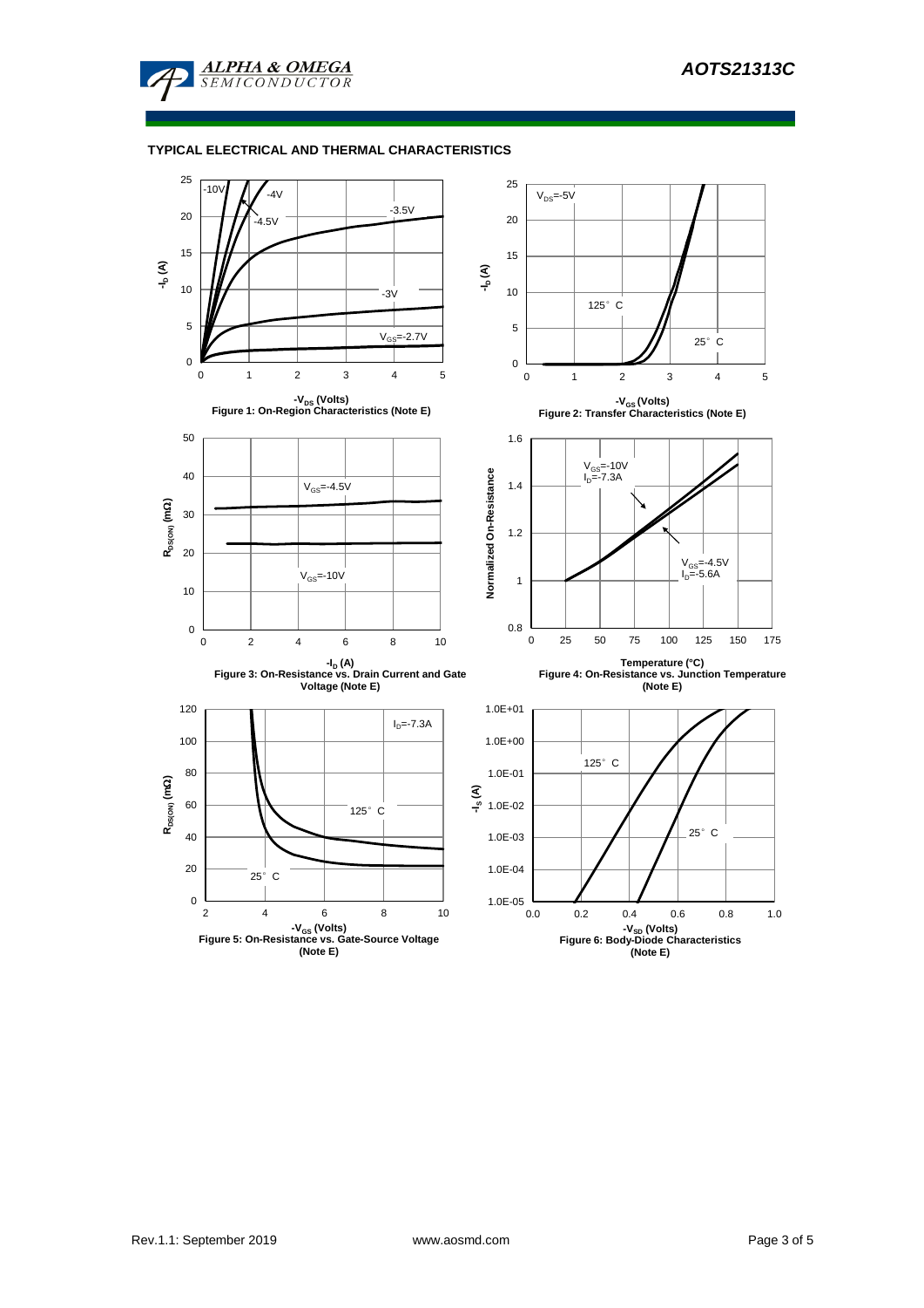## TYPICAL ELECTRICAL AND THERMAL CHARACTERISTICS

Figure 1: On-Region Characteristics (Note E)

Figure 2: Transfer Characteristics (Note E)

Figure 3: On-Resistance vs. Drain Current and Gate Voltage (Note E)

Figure 4: On-Resistance vs. Junction Temperature (Note E)

Figure 5: On-Resistance vs. Gate-Source Voltage (Note E)

Figure 6: Body-Diode Characteristics (Note E)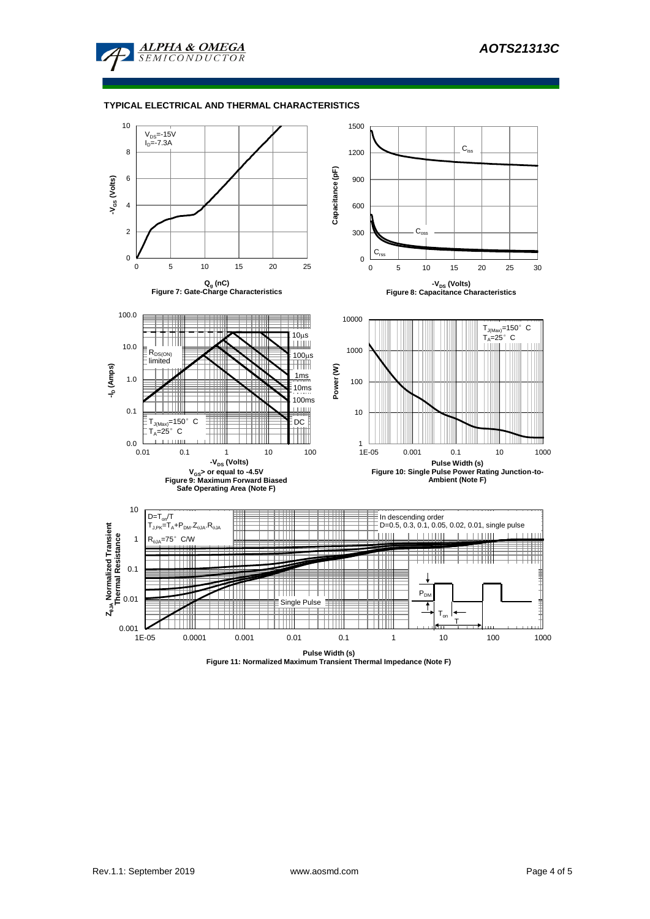## TYPICAL ELECTRICAL AND THERMAL CHARACTERISTICS

$V_{DS}$=-15V
$I_D$=-7.3A

$-V_{GS}$ (Volts)

$Q_g$ (nC)

**Figure 7: Gate-Charge Characteristics**

$C_{iss}$
$C_{oss}$
$C_{rss}$

Capacitance (pF)

$-V_{DS}$ (Volts)

**Figure 8: Capacitance Characteristics**

$R_{DS(ON)}$ limited

10µs
100µs
1ms
10ms
100ms
DC

$T_{J(Max)}$=150° C
$T_A$=25° C

$-I_D$ (Amps)

$-V_{DS}$ (Volts)

**$V_{GS}$> or equal to -4.5V**
**Figure 9: Maximum Forward Biased Safe Operating Area (Note F)**

$T_{J(Max)}$=150° C
$T_A$=25° C

Power (W)

Pulse Width (s)

**Figure 10: Single Pulse Power Rating Junction-to-Ambient (Note F)**

$D=T_{on}/T$
$T_{J,PK}=T_A+P_{DM}.Z_{\theta JA}.R_{\theta JA}$
$R_{\theta JA}$=75° C/W

In descending order
D=0.5, 0.3, 0.1, 0.05, 0.02, 0.01, single pulse

Single Pulse

$P_{DM}$
$T_{on}$
T

$Z_{\theta JA}$ Normalized Transient Thermal Resistance

Pulse Width (s)

**Figure 11: Normalized Maximum Transient Thermal Impedance (Note F)**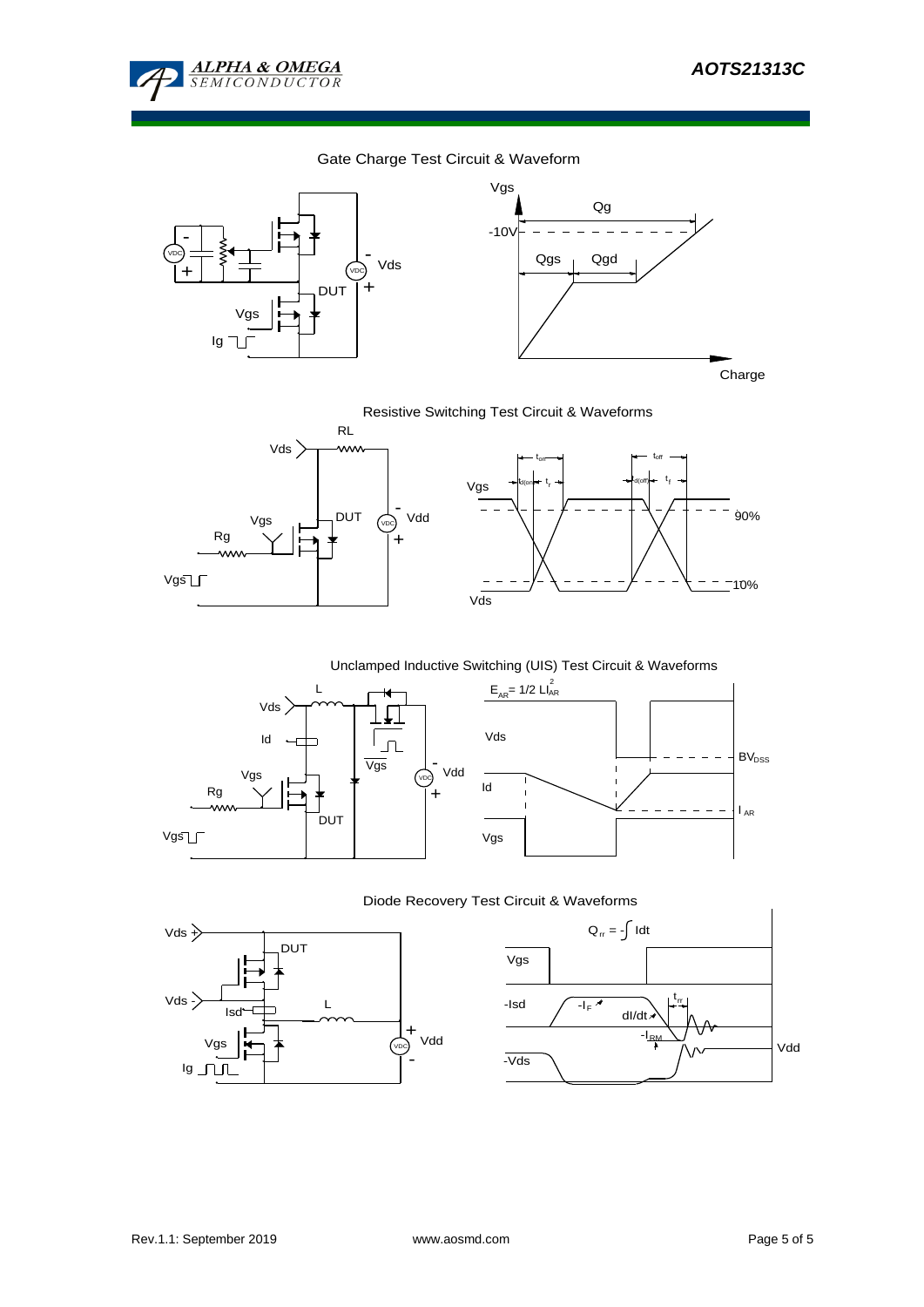## Gate Charge Test Circuit & Waveform

VDC
-
+
Vgs
Ig
DUT
VDC
-
Vds
+

Vgs
-10V
Qg
Qgs
Qgd
Charge

## Resistive Switching Test Circuit & Waveforms

RL
Vds
Vgs
Rg
Vgs
DUT
VDC
-
Vdd
+

Vgs
Vds
$t_{on}$
$t_{d(on)}$
$t_r$
$t_{off}$
$t_{d(off)}$
$t_f$
90%
10%

## Unclamped Inductive Switching (UIS) Test Circuit & Waveforms

L
Vds
Id
Vgs
Rg
Vgs
DUT
Vgs
VDC
-
Vdd
+

$E_{AR}= 1/2\ LI_{AR}^2$
Vds
Id
Vgs
$BV_{DSS}$
$I_{AR}$

## Diode Recovery Test Circuit & Waveforms

Vds +
DUT
Vds -
Isd
L
Vgs
Ig
VDC
+
Vdd
-

$Q_{rr} = -\int Idt$
Vgs
-Isd
$-I_F$
dI/dt
$t_{rr}$
$-I_{RM}$
-Vds
Vdd

Rev.1.1: September 2019
www.aosmd.com